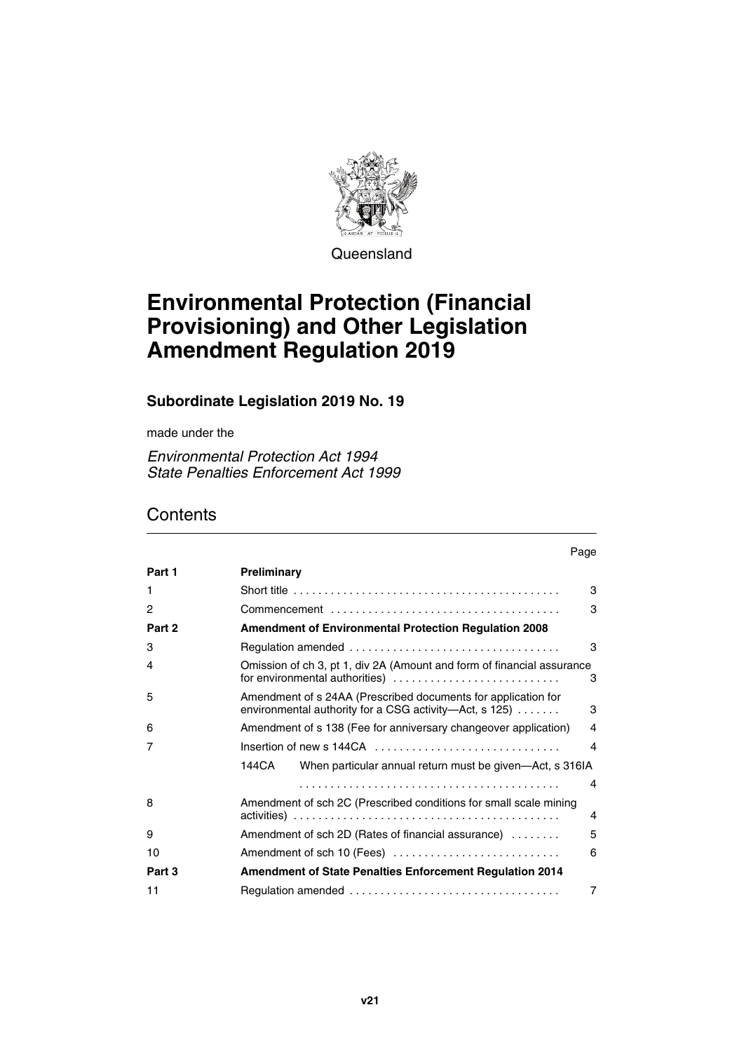Queensland

# Environmental Protection (Financial Provisioning) and Other Legislation Amendment Regulation 2019

## Subordinate Legislation 2019 No. 19

made under the

*Environmental Protection Act 1994*
*State Penalties Enforcement Act 1999*

## Contents

| | | Page |
|---|---|---|
| **Part 1** | **Preliminary** | |
| 1 | Short title | 3 |
| 2 | Commencement | 3 |
| **Part 2** | **Amendment of Environmental Protection Regulation 2008** | |
| 3 | Regulation amended | 3 |
| 4 | Omission of ch 3, pt 1, div 2A (Amount and form of financial assurance for environmental authorities) | 3 |
| 5 | Amendment of s 24AA (Prescribed documents for application for environmental authority for a CSG activity—Act, s 125) | 3 |
| 6 | Amendment of s 138 (Fee for anniversary changeover application) | 4 |
| 7 | Insertion of new s 144CA | 4 |
| | 144CA When particular annual return must be given—Act, s 316IA | 4 |
| 8 | Amendment of sch 2C (Prescribed conditions for small scale mining activities) | 4 |
| 9 | Amendment of sch 2D (Rates of financial assurance) | 5 |
| 10 | Amendment of sch 10 (Fees) | 6 |
| **Part 3** | **Amendment of State Penalties Enforcement Regulation 2014** | |
| 11 | Regulation amended | 7 |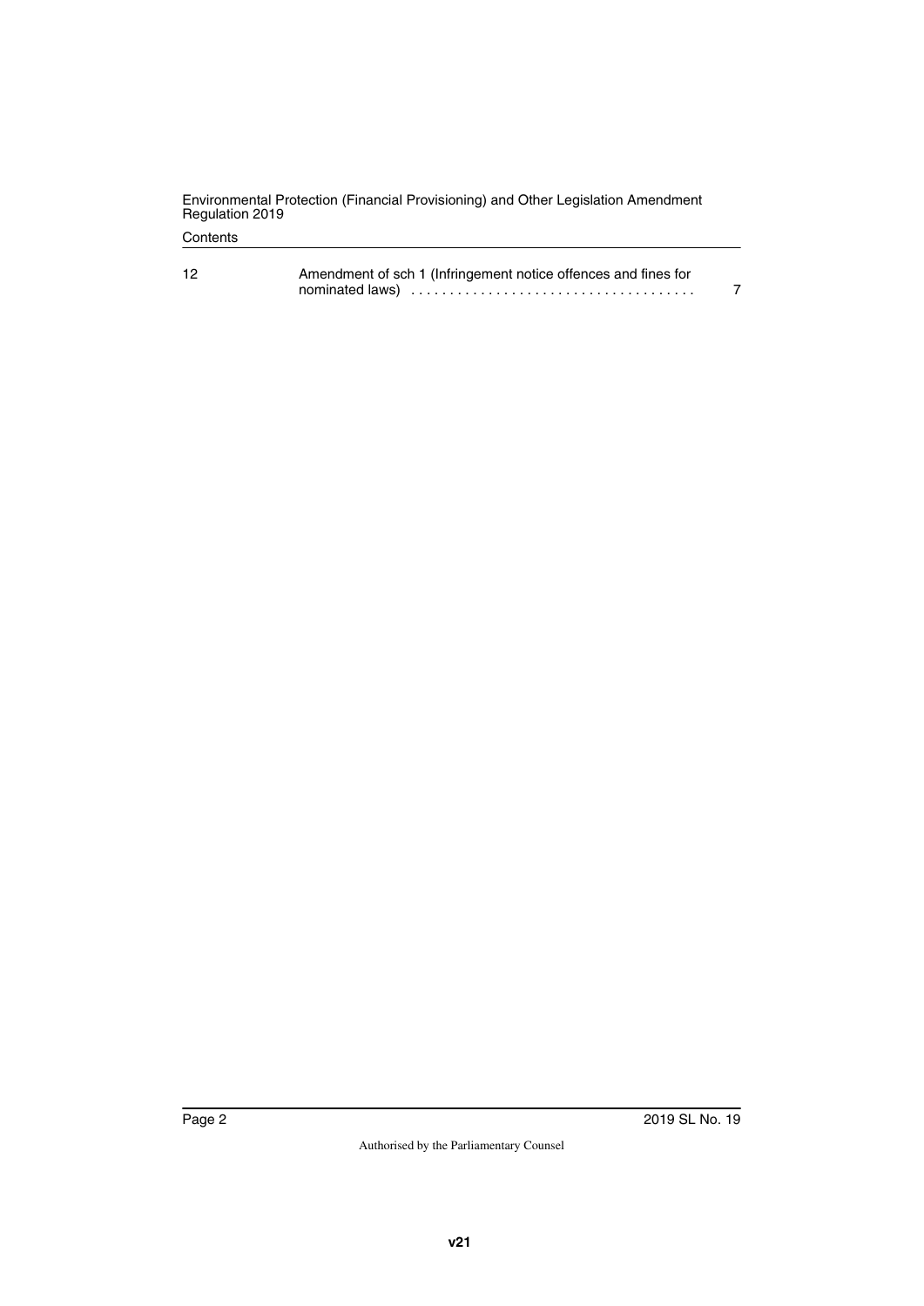Contents

| | | |
|---|---|---|
| 12 | Amendment of sch 1 (Infringement notice offences and fines for nominated laws) | 7 |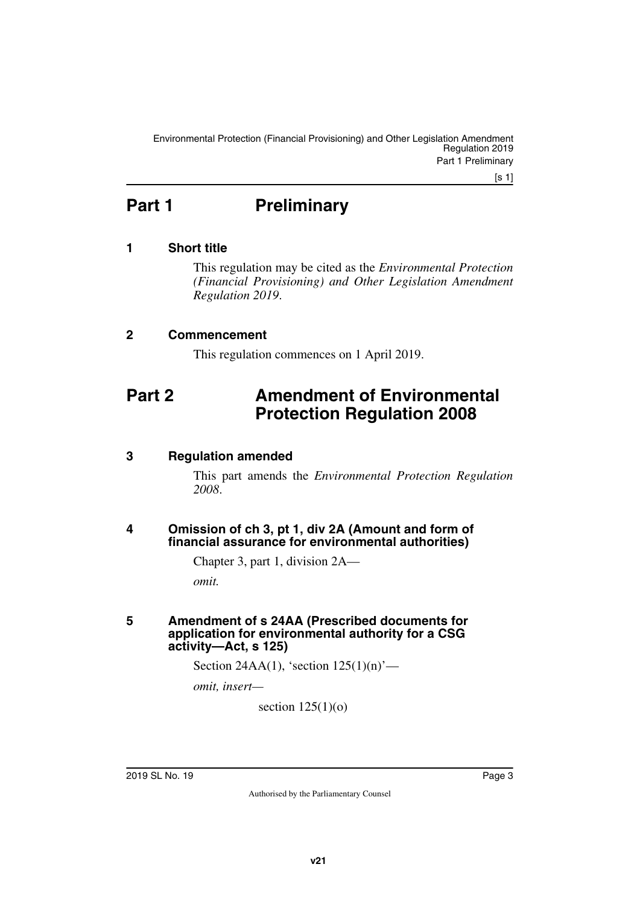# Part 1 Preliminary

## 1 Short title

This regulation may be cited as the *Environmental Protection (Financial Provisioning) and Other Legislation Amendment Regulation 2019*.

## 2 Commencement

This regulation commences on 1 April 2019.

# Part 2 Amendment of Environmental Protection Regulation 2008

## 3 Regulation amended

This part amends the *Environmental Protection Regulation 2008*.

## 4 Omission of ch 3, pt 1, div 2A (Amount and form of financial assurance for environmental authorities)

Chapter 3, part 1, division 2A—

*omit.*

## 5 Amendment of s 24AA (Prescribed documents for application for environmental authority for a CSG activity—Act, s 125)

Section 24AA(1), 'section 125(1)(n)'—

*omit, insert—*

section 125(1)(o)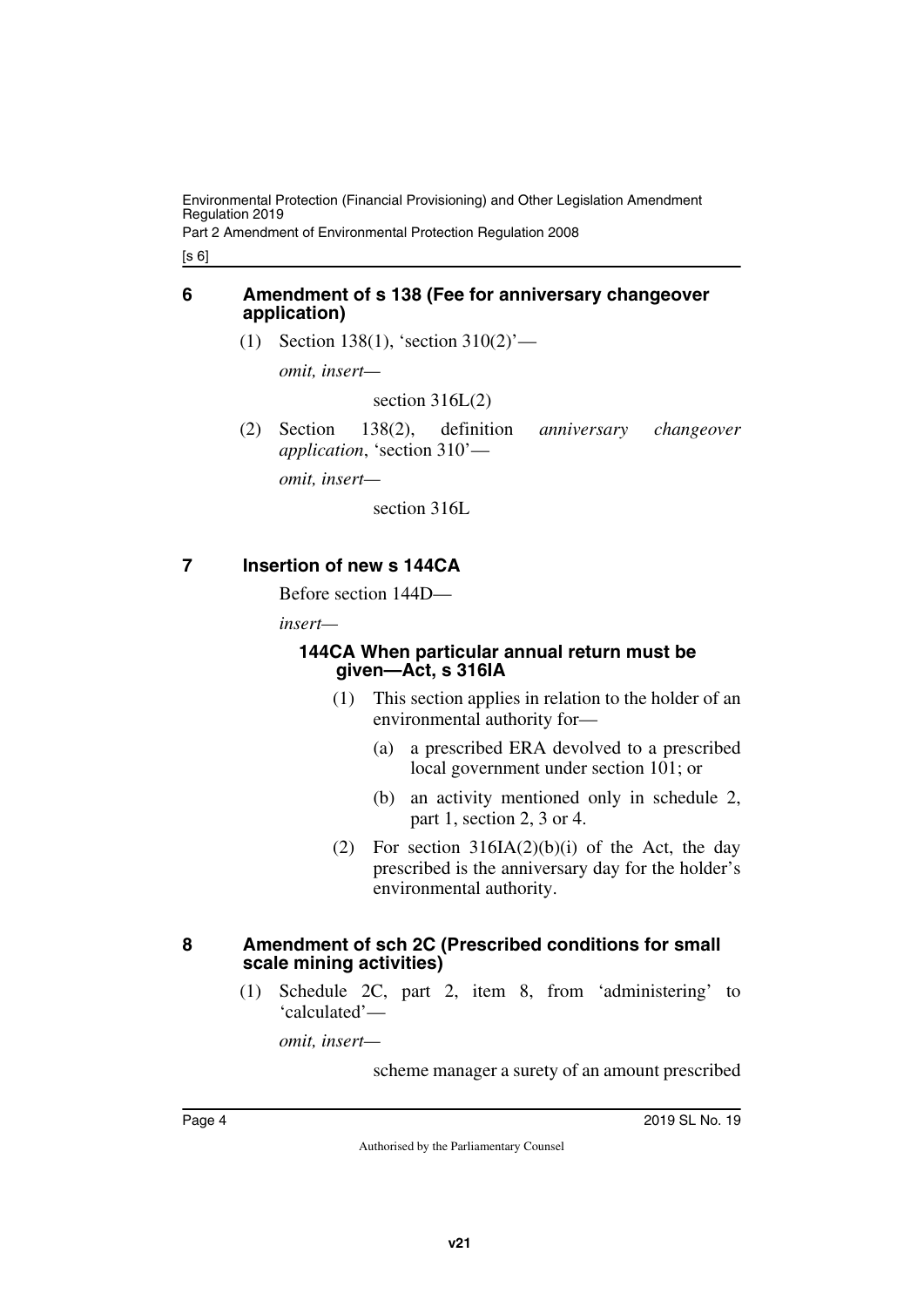## 6 Amendment of s 138 (Fee for anniversary changeover application)

(1) Section 138(1), 'section 310(2)'—

*omit, insert—*

section 316L(2)

(2) Section 138(2), definition *anniversary changeover application*, 'section 310'—

*omit, insert—*

section 316L

## 7 Insertion of new s 144CA

Before section 144D—

*insert—*

### 144CA When particular annual return must be given—Act, s 316IA

(1) This section applies in relation to the holder of an environmental authority for—

(a) a prescribed ERA devolved to a prescribed local government under section 101; or

(b) an activity mentioned only in schedule 2, part 1, section 2, 3 or 4.

(2) For section 316IA(2)(b)(i) of the Act, the day prescribed is the anniversary day for the holder's environmental authority.

## 8 Amendment of sch 2C (Prescribed conditions for small scale mining activities)

(1) Schedule 2C, part 2, item 8, from 'administering' to 'calculated'—

*omit, insert—*

scheme manager a surety of an amount prescribed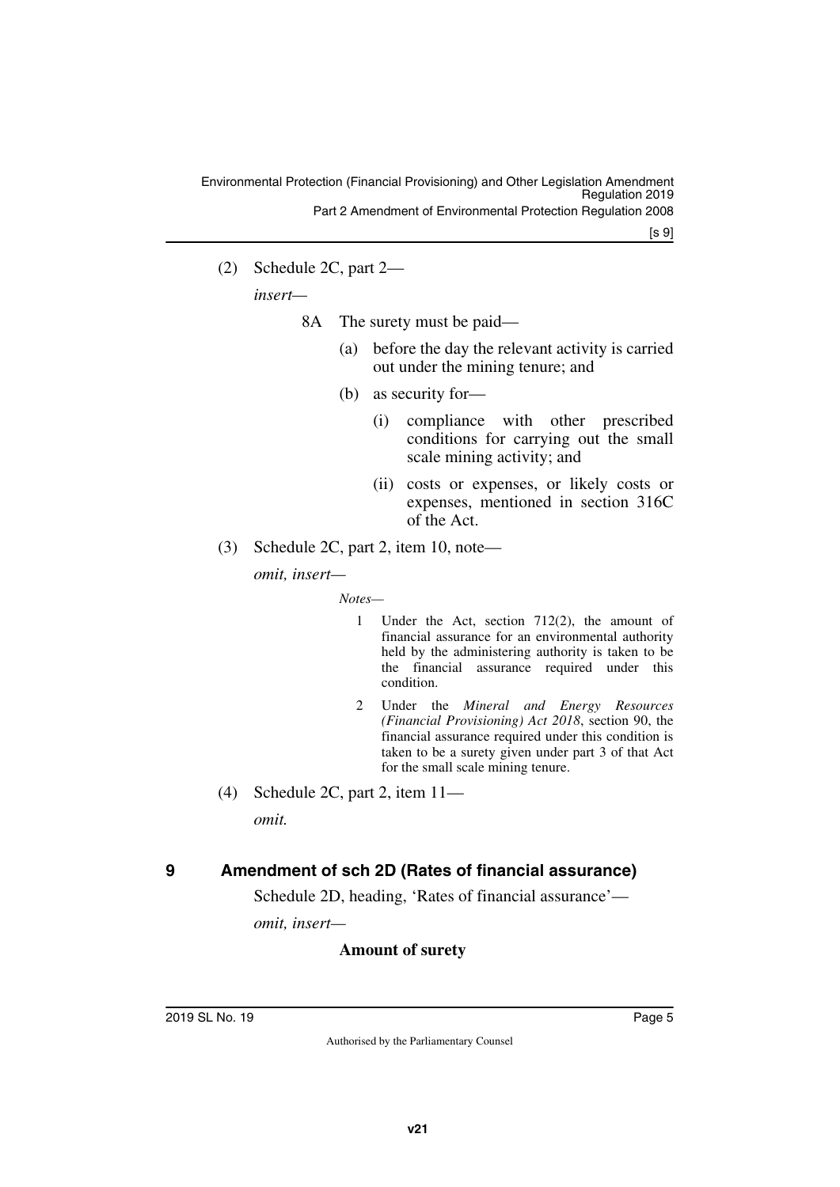(2) Schedule 2C, part 2—

*insert—*

8A The surety must be paid—

(a) before the day the relevant activity is carried out under the mining tenure; and

(b) as security for—

(i) compliance with other prescribed conditions for carrying out the small scale mining activity; and

(ii) costs or expenses, or likely costs or expenses, mentioned in section 316C of the Act.

(3) Schedule 2C, part 2, item 10, note—

*omit, insert—*

*Notes—*

1 Under the Act, section 712(2), the amount of financial assurance for an environmental authority held by the administering authority is taken to be the financial assurance required under this condition.

2 Under the *Mineral and Energy Resources (Financial Provisioning) Act 2018*, section 90, the financial assurance required under this condition is taken to be a surety given under part 3 of that Act for the small scale mining tenure.

(4) Schedule 2C, part 2, item 11—

*omit.*

## 9 Amendment of sch 2D (Rates of financial assurance)

Schedule 2D, heading, 'Rates of financial assurance'—

*omit, insert—*

**Amount of surety**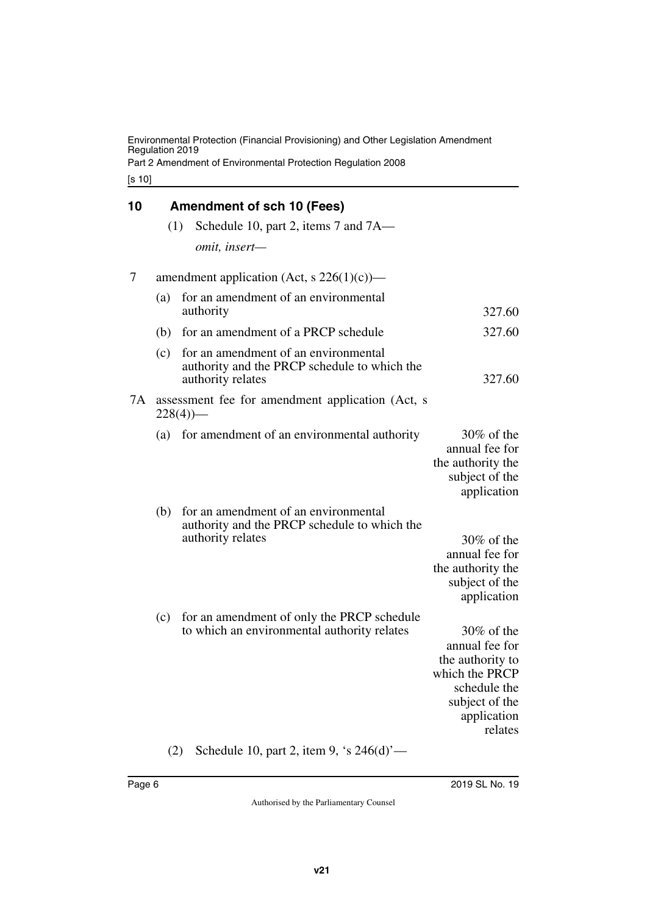## 10 Amendment of sch 10 (Fees)

(1) Schedule 10, part 2, items 7 and 7A—

*omit, insert—*

| | | |
|---|---|---|
| 7 | amendment application (Act, s 226(1)(c))— | |
| | (a) for an amendment of an environmental authority | 327.60 |
| | (b) for an amendment of a PRCP schedule | 327.60 |
| | (c) for an amendment of an environmental authority and the PRCP schedule to which the authority relates | 327.60 |
| 7A | assessment fee for amendment application (Act, s 228(4))— | |
| | (a) for amendment of an environmental authority | 30% of the annual fee for the authority the subject of the application |
| | (b) for an amendment of an environmental authority and the PRCP schedule to which the authority relates | 30% of the annual fee for the authority the subject of the application |
| | (c) for an amendment of only the PRCP schedule to which an environmental authority relates | 30% of the annual fee for the authority to which the PRCP schedule the subject of the application relates |

(2) Schedule 10, part 2, item 9, 's 246(d)'—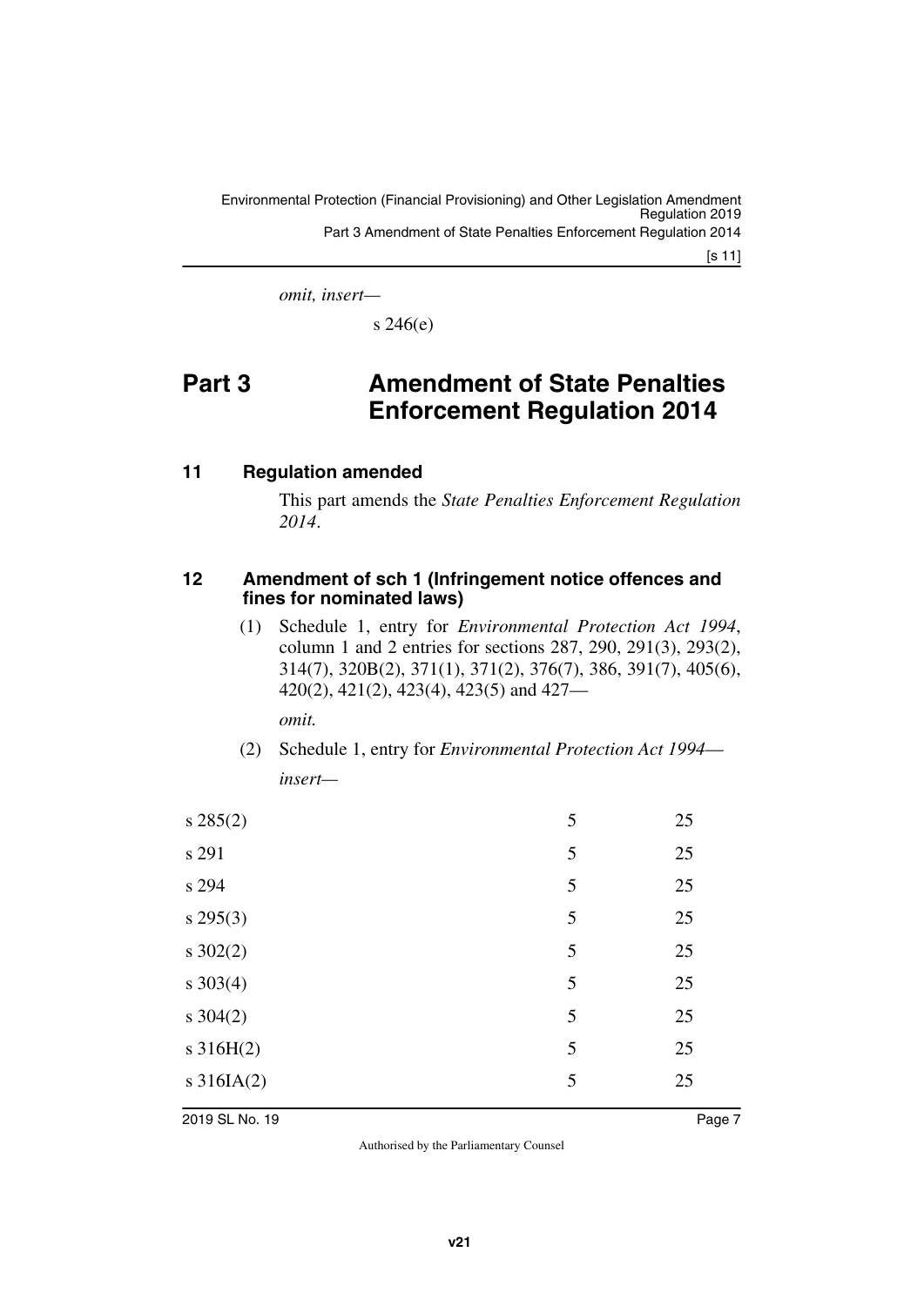*omit, insert—*

s 246(e)

# Part 3 Amendment of State Penalties Enforcement Regulation 2014

## 11 Regulation amended

This part amends the *State Penalties Enforcement Regulation 2014*.

## 12 Amendment of sch 1 (Infringement notice offences and fines for nominated laws)

(1) Schedule 1, entry for *Environmental Protection Act 1994*, column 1 and 2 entries for sections 287, 290, 291(3), 293(2), 314(7), 320B(2), 371(1), 371(2), 376(7), 386, 391(7), 405(6), 420(2), 421(2), 423(4), 423(5) and 427—

*omit.*

(2) Schedule 1, entry for *Environmental Protection Act 1994*—

*insert—*

| | | |
|---|---|---|
| s 285(2) | 5 | 25 |
| s 291 | 5 | 25 |
| s 294 | 5 | 25 |
| s 295(3) | 5 | 25 |
| s 302(2) | 5 | 25 |
| s 303(4) | 5 | 25 |
| s 304(2) | 5 | 25 |
| s 316H(2) | 5 | 25 |
| s 316IA(2) | 5 | 25 |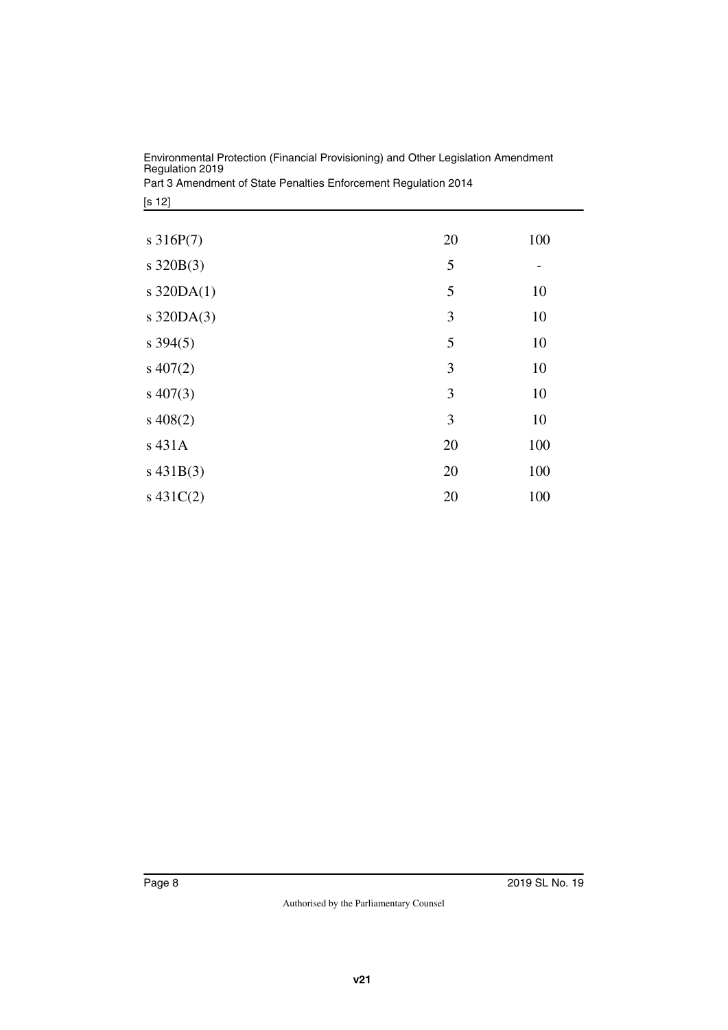| | | |
|---|---|---|
| s 316P(7) | 20 | 100 |
| s 320B(3) | 5 | - |
| s 320DA(1) | 5 | 10 |
| s 320DA(3) | 3 | 10 |
| s 394(5) | 5 | 10 |
| s 407(2) | 3 | 10 |
| s 407(3) | 3 | 10 |
| s 408(2) | 3 | 10 |
| s 431A | 20 | 100 |
| s 431B(3) | 20 | 100 |
| s 431C(2) | 20 | 100 |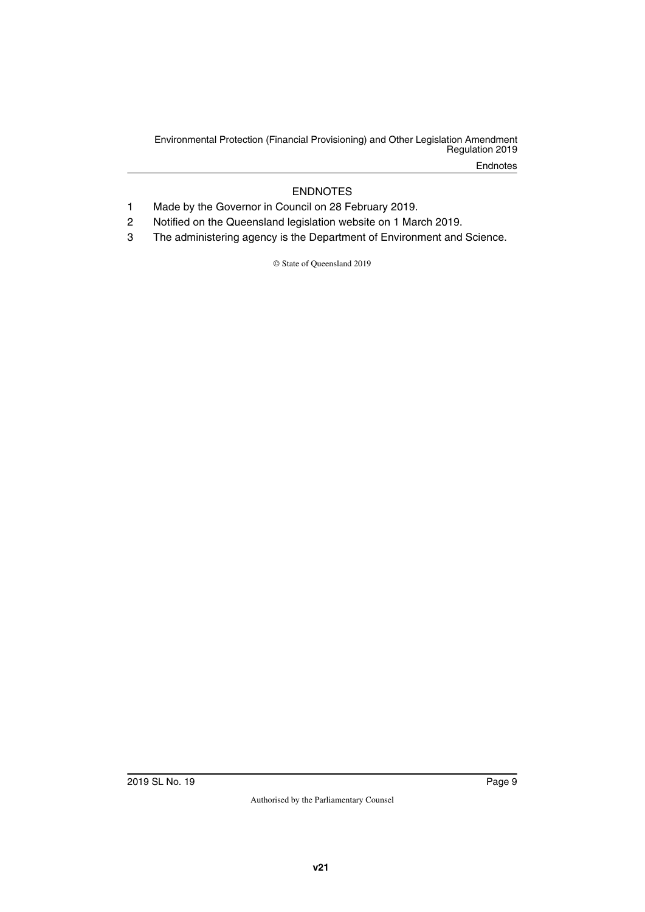# ENDNOTES

1 Made by the Governor in Council on 28 February 2019.

2 Notified on the Queensland legislation website on 1 March 2019.

3 The administering agency is the Department of Environment and Science.

© State of Queensland 2019